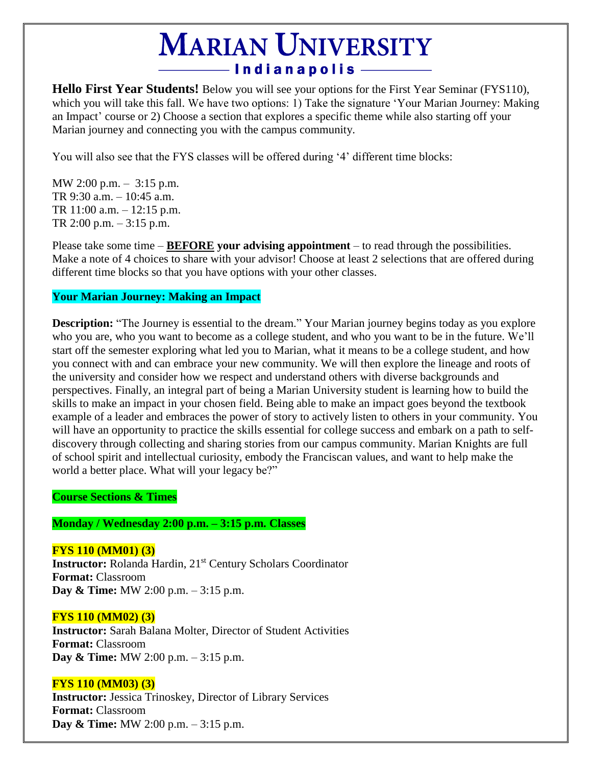# MARIAN UNIVERSITY
## Indianapolis

**Hello First Year Students!** Below you will see your options for the First Year Seminar (FYS110), which you will take this fall. We have two options: 1) Take the signature 'Your Marian Journey: Making an Impact' course or 2) Choose a section that explores a specific theme while also starting off your Marian journey and connecting you with the campus community.

You will also see that the FYS classes will be offered during '4' different time blocks:

MW 2:00 p.m. – 3:15 p.m.
TR 9:30 a.m. – 10:45 a.m.
TR 11:00 a.m. – 12:15 p.m.
TR 2:00 p.m. – 3:15 p.m.

Please take some time – **BEFORE your advising appointment** – to read through the possibilities. Make a note of 4 choices to share with your advisor! Choose at least 2 selections that are offered during different time blocks so that you have options with your other classes.

**Your Marian Journey: Making an Impact**

**Description:** "The Journey is essential to the dream." Your Marian journey begins today as you explore who you are, who you want to become as a college student, and who you want to be in the future. We'll start off the semester exploring what led you to Marian, what it means to be a college student, and how you connect with and can embrace your new community. We will then explore the lineage and roots of the university and consider how we respect and understand others with diverse backgrounds and perspectives. Finally, an integral part of being a Marian University student is learning how to build the skills to make an impact in your chosen field. Being able to make an impact goes beyond the textbook example of a leader and embraces the power of story to actively listen to others in your community. You will have an opportunity to practice the skills essential for college success and embark on a path to self-discovery through collecting and sharing stories from our campus community. Marian Knights are full of school spirit and intellectual curiosity, embody the Franciscan values, and want to help make the world a better place. What will your legacy be?"

**Course Sections & Times**

**Monday / Wednesday 2:00 p.m. – 3:15 p.m. Classes**

**FYS 110 (MM01) (3)**
**Instructor:** Rolanda Hardin, 21st Century Scholars Coordinator
**Format:** Classroom
**Day & Time:** MW 2:00 p.m. – 3:15 p.m.

**FYS 110 (MM02) (3)**
**Instructor:** Sarah Balana Molter, Director of Student Activities
**Format:** Classroom
**Day & Time:** MW 2:00 p.m. – 3:15 p.m.

**FYS 110 (MM03) (3)**
**Instructor:** Jessica Trinoskey, Director of Library Services
**Format:** Classroom
**Day & Time:** MW 2:00 p.m. – 3:15 p.m.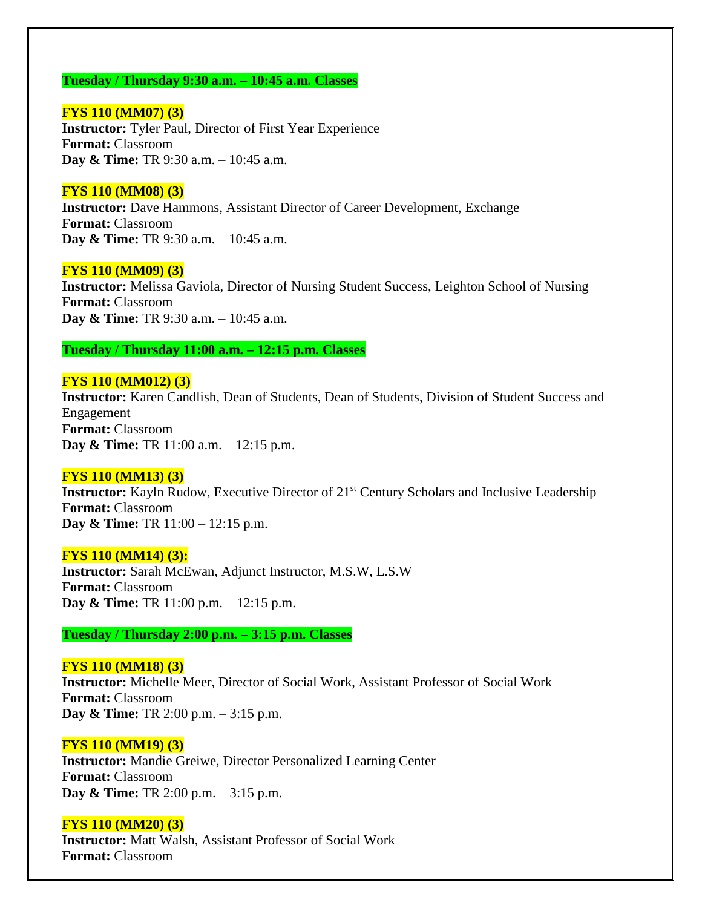**Tuesday / Thursday 9:30 a.m. – 10:45 a.m. Classes**

**FYS 110 (MM07) (3)**
**Instructor:** Tyler Paul, Director of First Year Experience
**Format:** Classroom
**Day & Time:** TR 9:30 a.m. – 10:45 a.m.

**FYS 110 (MM08) (3)**
**Instructor:** Dave Hammons, Assistant Director of Career Development, Exchange
**Format:** Classroom
**Day & Time:** TR 9:30 a.m. – 10:45 a.m.

**FYS 110 (MM09) (3)**
**Instructor:** Melissa Gaviola, Director of Nursing Student Success, Leighton School of Nursing
**Format:** Classroom
**Day & Time:** TR 9:30 a.m. – 10:45 a.m.

**Tuesday / Thursday 11:00 a.m. – 12:15 p.m. Classes**

**FYS 110 (MM012) (3)**
**Instructor:** Karen Candlish, Dean of Students, Dean of Students, Division of Student Success and Engagement
**Format:** Classroom
**Day & Time:** TR 11:00 a.m. – 12:15 p.m.

**FYS 110 (MM13) (3)**
**Instructor:** Kayln Rudow, Executive Director of 21st Century Scholars and Inclusive Leadership
**Format:** Classroom
**Day & Time:** TR 11:00 – 12:15 p.m.

**FYS 110 (MM14) (3):**
**Instructor:** Sarah McEwan, Adjunct Instructor, M.S.W, L.S.W
**Format:** Classroom
**Day & Time:** TR 11:00 p.m. – 12:15 p.m.

**Tuesday / Thursday 2:00 p.m. – 3:15 p.m. Classes**

**FYS 110 (MM18) (3)**
**Instructor:** Michelle Meer, Director of Social Work, Assistant Professor of Social Work
**Format:** Classroom
**Day & Time:** TR 2:00 p.m. – 3:15 p.m.

**FYS 110 (MM19) (3)**
**Instructor:** Mandie Greiwe, Director Personalized Learning Center
**Format:** Classroom
**Day & Time:** TR 2:00 p.m. – 3:15 p.m.

**FYS 110 (MM20) (3)**
**Instructor:** Matt Walsh, Assistant Professor of Social Work
**Format:** Classroom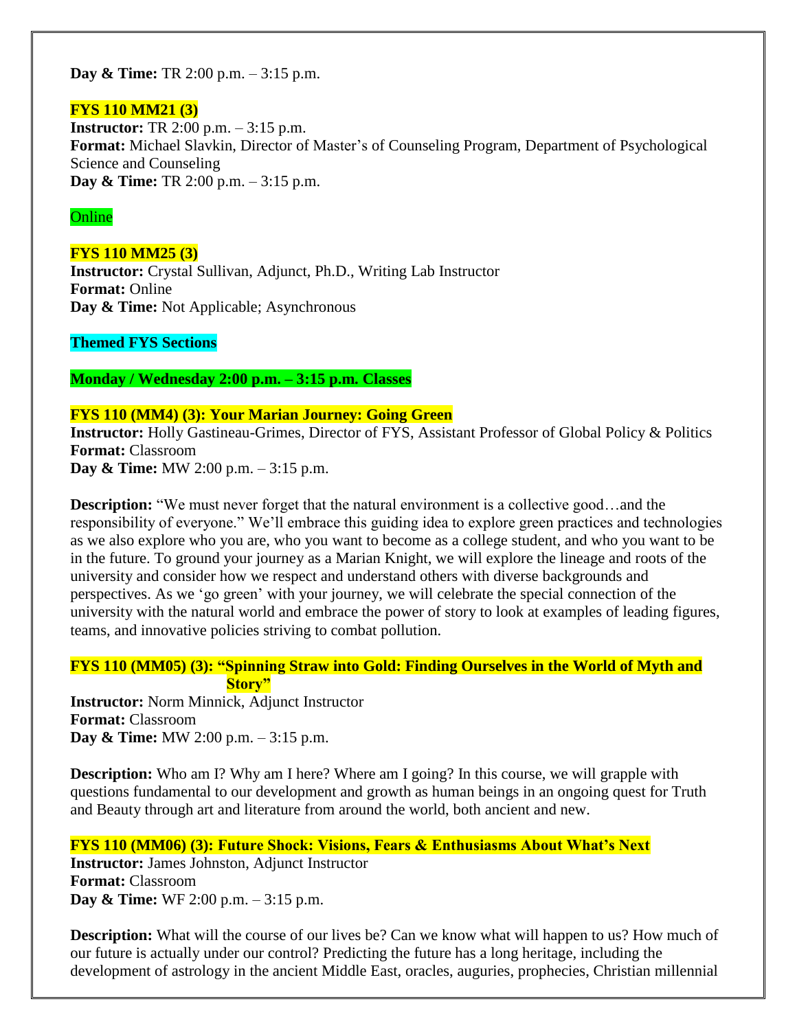**Day & Time:** TR 2:00 p.m. – 3:15 p.m.

**FYS 110 MM21 (3)**
**Instructor:** TR 2:00 p.m. – 3:15 p.m.
**Format:** Michael Slavkin, Director of Master's of Counseling Program, Department of Psychological Science and Counseling
**Day & Time:** TR 2:00 p.m. – 3:15 p.m.

Online

**FYS 110 MM25 (3)**
**Instructor:** Crystal Sullivan, Adjunct, Ph.D., Writing Lab Instructor
**Format:** Online
**Day & Time:** Not Applicable; Asynchronous

**Themed FYS Sections**

**Monday / Wednesday 2:00 p.m. – 3:15 p.m. Classes**

**FYS 110 (MM4) (3): Your Marian Journey: Going Green**
**Instructor:** Holly Gastineau-Grimes, Director of FYS, Assistant Professor of Global Policy & Politics
**Format:** Classroom
**Day & Time:** MW 2:00 p.m. – 3:15 p.m.

**Description:** "We must never forget that the natural environment is a collective good…and the responsibility of everyone." We'll embrace this guiding idea to explore green practices and technologies as we also explore who you are, who you want to become as a college student, and who you want to be in the future. To ground your journey as a Marian Knight, we will explore the lineage and roots of the university and consider how we respect and understand others with diverse backgrounds and perspectives. As we 'go green' with your journey, we will celebrate the special connection of the university with the natural world and embrace the power of story to look at examples of leading figures, teams, and innovative policies striving to combat pollution.

**FYS 110 (MM05) (3): "Spinning Straw into Gold: Finding Ourselves in the World of Myth and Story"**
**Instructor:** Norm Minnick, Adjunct Instructor
**Format:** Classroom
**Day & Time:** MW 2:00 p.m. – 3:15 p.m.

**Description:** Who am I? Why am I here? Where am I going? In this course, we will grapple with questions fundamental to our development and growth as human beings in an ongoing quest for Truth and Beauty through art and literature from around the world, both ancient and new.

**FYS 110 (MM06) (3): Future Shock: Visions, Fears & Enthusiasms About What's Next**
**Instructor:** James Johnston, Adjunct Instructor
**Format:** Classroom
**Day & Time:** WF 2:00 p.m. – 3:15 p.m.

**Description:** What will the course of our lives be? Can we know what will happen to us? How much of our future is actually under our control? Predicting the future has a long heritage, including the development of astrology in the ancient Middle East, oracles, auguries, prophecies, Christian millennial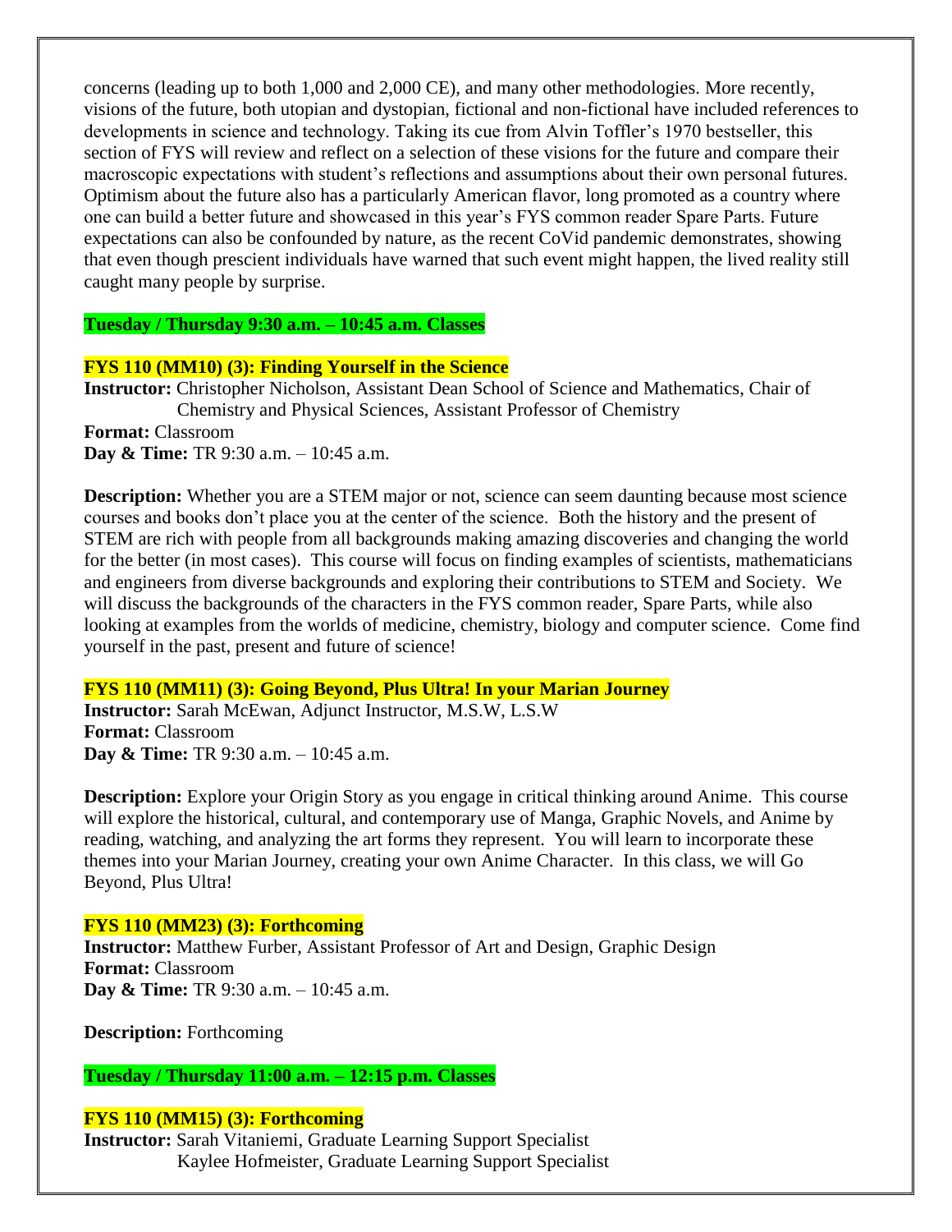concerns (leading up to both 1,000 and 2,000 CE), and many other methodologies. More recently, visions of the future, both utopian and dystopian, fictional and non-fictional have included references to developments in science and technology. Taking its cue from Alvin Toffler's 1970 bestseller, this section of FYS will review and reflect on a selection of these visions for the future and compare their macroscopic expectations with student's reflections and assumptions about their own personal futures. Optimism about the future also has a particularly American flavor, long promoted as a country where one can build a better future and showcased in this year's FYS common reader Spare Parts. Future expectations can also be confounded by nature, as the recent CoVid pandemic demonstrates, showing that even though prescient individuals have warned that such event might happen, the lived reality still caught many people by surprise.

## Tuesday / Thursday 9:30 a.m. – 10:45 a.m. Classes

### FYS 110 (MM10) (3): Finding Yourself in the Science

**Instructor:** Christopher Nicholson, Assistant Dean School of Science and Mathematics, Chair of Chemistry and Physical Sciences, Assistant Professor of Chemistry
**Format:** Classroom
**Day & Time:** TR 9:30 a.m. – 10:45 a.m.

**Description:** Whether you are a STEM major or not, science can seem daunting because most science courses and books don't place you at the center of the science. Both the history and the present of STEM are rich with people from all backgrounds making amazing discoveries and changing the world for the better (in most cases). This course will focus on finding examples of scientists, mathematicians and engineers from diverse backgrounds and exploring their contributions to STEM and Society. We will discuss the backgrounds of the characters in the FYS common reader, Spare Parts, while also looking at examples from the worlds of medicine, chemistry, biology and computer science. Come find yourself in the past, present and future of science!

### FYS 110 (MM11) (3): Going Beyond, Plus Ultra! In your Marian Journey

**Instructor:** Sarah McEwan, Adjunct Instructor, M.S.W, L.S.W
**Format:** Classroom
**Day & Time:** TR 9:30 a.m. – 10:45 a.m.

**Description:** Explore your Origin Story as you engage in critical thinking around Anime. This course will explore the historical, cultural, and contemporary use of Manga, Graphic Novels, and Anime by reading, watching, and analyzing the art forms they represent. You will learn to incorporate these themes into your Marian Journey, creating your own Anime Character. In this class, we will Go Beyond, Plus Ultra!

### FYS 110 (MM23) (3): Forthcoming

**Instructor:** Matthew Furber, Assistant Professor of Art and Design, Graphic Design
**Format:** Classroom
**Day & Time:** TR 9:30 a.m. – 10:45 a.m.

**Description:** Forthcoming

## Tuesday / Thursday 11:00 a.m. – 12:15 p.m. Classes

### FYS 110 (MM15) (3): Forthcoming

**Instructor:** Sarah Vitaniemi, Graduate Learning Support Specialist
Kaylee Hofmeister, Graduate Learning Support Specialist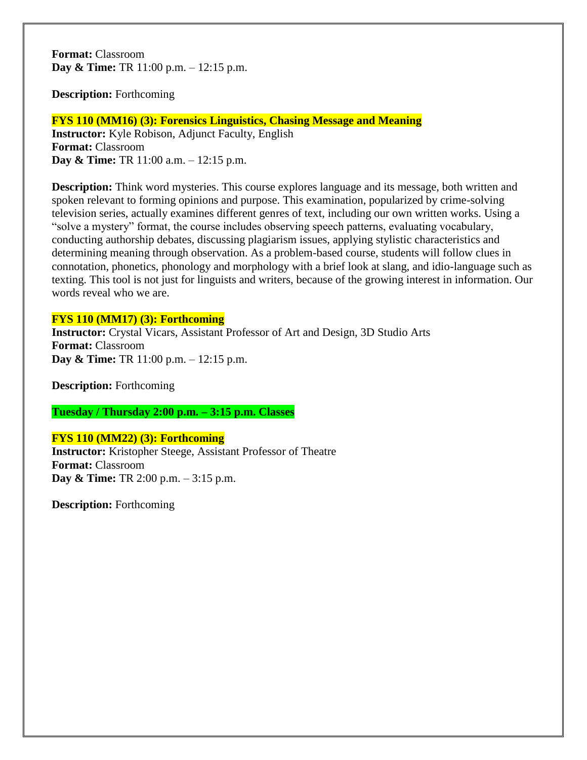**Format:** Classroom
**Day & Time:** TR 11:00 p.m. – 12:15 p.m.

**Description:** Forthcoming

**FYS 110 (MM16) (3): Forensics Linguistics, Chasing Message and Meaning**
**Instructor:** Kyle Robison, Adjunct Faculty, English
**Format:** Classroom
**Day & Time:** TR 11:00 a.m. – 12:15 p.m.

**Description:** Think word mysteries. This course explores language and its message, both written and spoken relevant to forming opinions and purpose. This examination, popularized by crime-solving television series, actually examines different genres of text, including our own written works. Using a "solve a mystery" format, the course includes observing speech patterns, evaluating vocabulary, conducting authorship debates, discussing plagiarism issues, applying stylistic characteristics and determining meaning through observation. As a problem-based course, students will follow clues in connotation, phonetics, phonology and morphology with a brief look at slang, and idio-language such as texting. This tool is not just for linguists and writers, because of the growing interest in information. Our words reveal who we are.

**FYS 110 (MM17) (3): Forthcoming**
**Instructor:** Crystal Vicars, Assistant Professor of Art and Design, 3D Studio Arts
**Format:** Classroom
**Day & Time:** TR 11:00 p.m. – 12:15 p.m.

**Description:** Forthcoming

**Tuesday / Thursday 2:00 p.m. – 3:15 p.m. Classes**

**FYS 110 (MM22) (3): Forthcoming**
**Instructor:** Kristopher Steege, Assistant Professor of Theatre
**Format:** Classroom
**Day & Time:** TR 2:00 p.m. – 3:15 p.m.

**Description:** Forthcoming